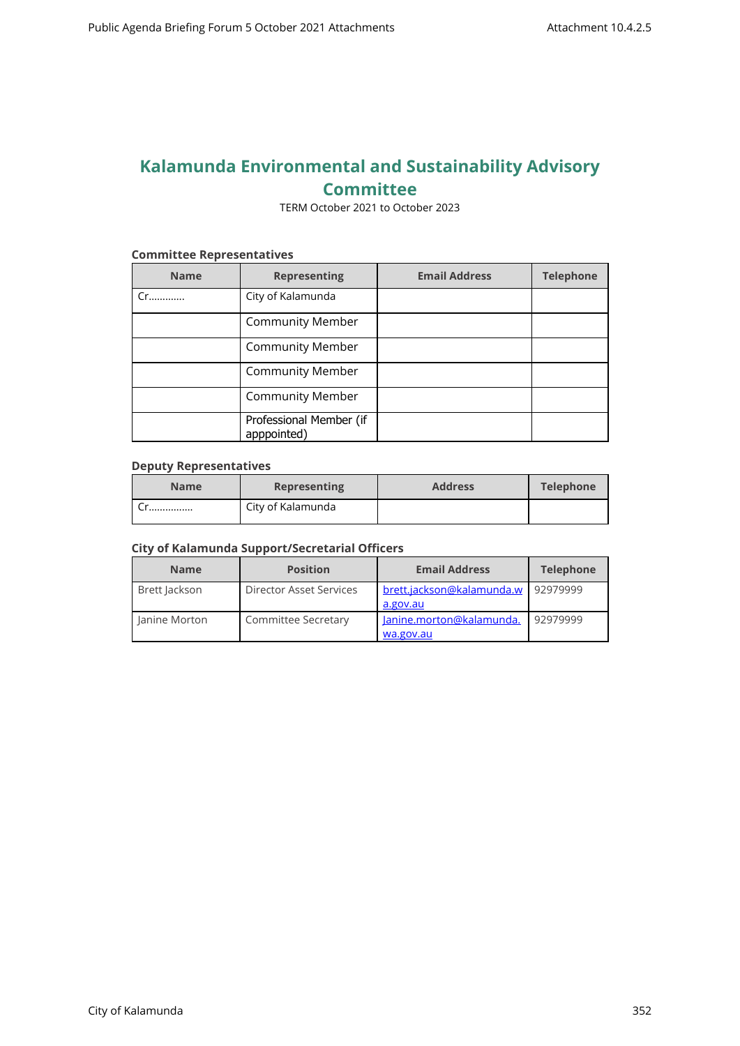# Kalamunda Environmental and Sustainability Advisory Committee

TERM October 2021 to October 2023

### Committee Representatives

| Name | Representing | Email Address | Telephone |
|---|---|---|---|
| Cr………… | City of Kalamunda | | |
| | Community Member | | |
| | Community Member | | |
| | Community Member | | |
| | Community Member | | |
| | Professional Member (if apppointed) | | |

### Deputy Representatives

| Name | Representing | Address | Telephone |
|---|---|---|---|
| Cr…………… | City of Kalamunda | | |

### City of Kalamunda Support/Secretarial Officers

| Name | Position | Email Address | Telephone |
|---|---|---|---|
| Brett Jackson | Director Asset Services | brett.jackson@kalamunda.wa.gov.au | 92979999 |
| Janine Morton | Committee Secretary | Janine.morton@kalamunda.wa.gov.au | 92979999 |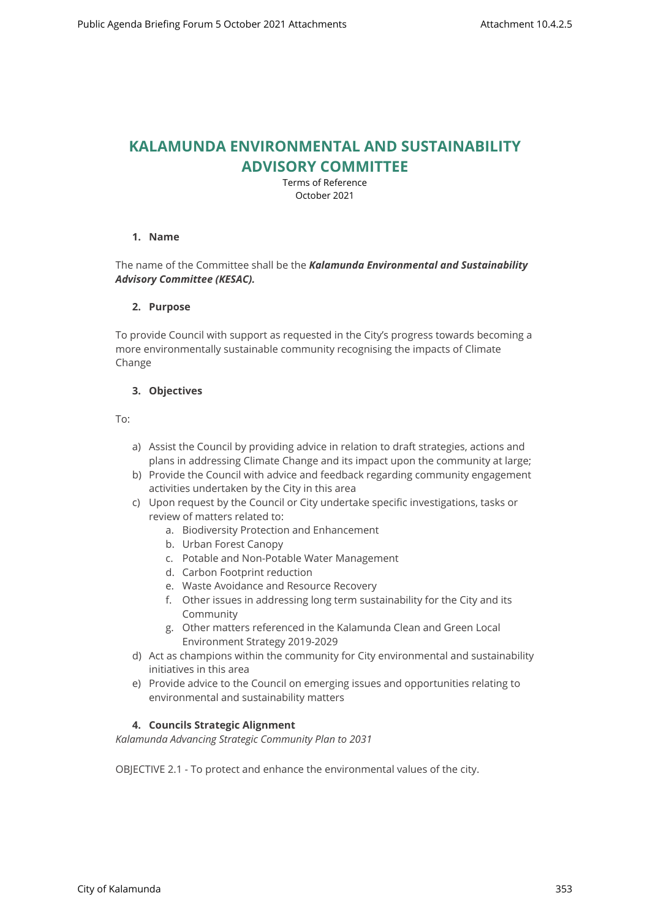# KALAMUNDA ENVIRONMENTAL AND SUSTAINABILITY ADVISORY COMMITTEE

Terms of Reference
October 2021

## 1. Name

The name of the Committee shall be the ***Kalamunda Environmental and Sustainability Advisory Committee (KESAC).***

## 2. Purpose

To provide Council with support as requested in the City's progress towards becoming a more environmentally sustainable community recognising the impacts of Climate Change

## 3. Objectives

To:

a) Assist the Council by providing advice in relation to draft strategies, actions and plans in addressing Climate Change and its impact upon the community at large;
b) Provide the Council with advice and feedback regarding community engagement activities undertaken by the City in this area
c) Upon request by the Council or City undertake specific investigations, tasks or review of matters related to:
    a. Biodiversity Protection and Enhancement
    b. Urban Forest Canopy
    c. Potable and Non-Potable Water Management
    d. Carbon Footprint reduction
    e. Waste Avoidance and Resource Recovery
    f. Other issues in addressing long term sustainability for the City and its Community
    g. Other matters referenced in the Kalamunda Clean and Green Local Environment Strategy 2019-2029
d) Act as champions within the community for City environmental and sustainability initiatives in this area
e) Provide advice to the Council on emerging issues and opportunities relating to environmental and sustainability matters

## 4. Councils Strategic Alignment

*Kalamunda Advancing Strategic Community Plan to 2031*

OBJECTIVE 2.1 - To protect and enhance the environmental values of the city.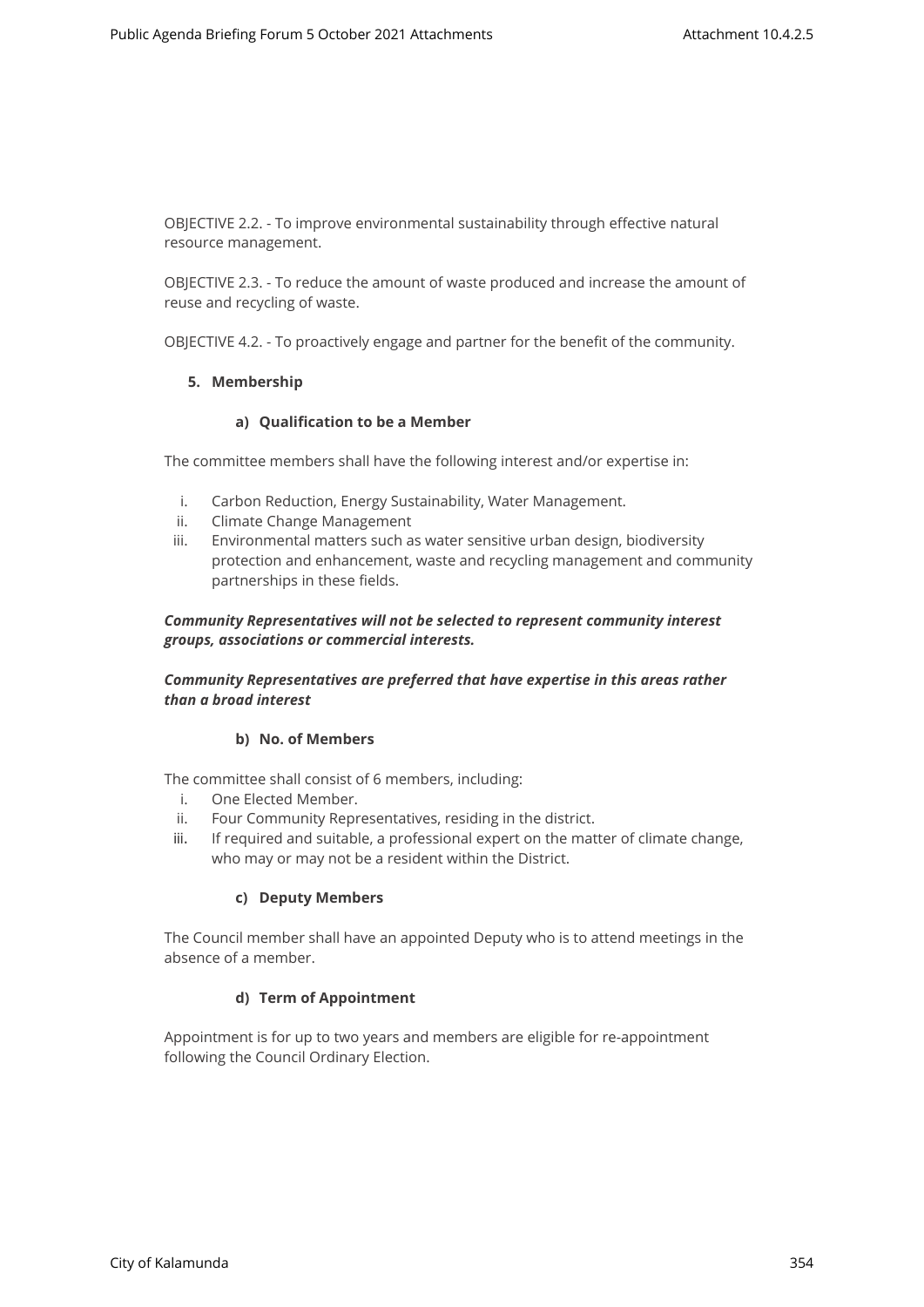OBJECTIVE 2.2. - To improve environmental sustainability through effective natural resource management.

OBJECTIVE 2.3. - To reduce the amount of waste produced and increase the amount of reuse and recycling of waste.

OBJECTIVE 4.2. - To proactively engage and partner for the benefit of the community.

## 5. Membership

### a) Qualification to be a Member

The committee members shall have the following interest and/or expertise in:

i. Carbon Reduction, Energy Sustainability, Water Management.
ii. Climate Change Management
iii. Environmental matters such as water sensitive urban design, biodiversity protection and enhancement, waste and recycling management and community partnerships in these fields.

***Community Representatives will not be selected to represent community interest groups, associations or commercial interests.***

***Community Representatives are preferred that have expertise in this areas rather than a broad interest***

### b) No. of Members

The committee shall consist of 6 members, including:

i. One Elected Member.
ii. Four Community Representatives, residing in the district.
iii. If required and suitable, a professional expert on the matter of climate change, who may or may not be a resident within the District.

### c) Deputy Members

The Council member shall have an appointed Deputy who is to attend meetings in the absence of a member.

### d) Term of Appointment

Appointment is for up to two years and members are eligible for re-appointment following the Council Ordinary Election.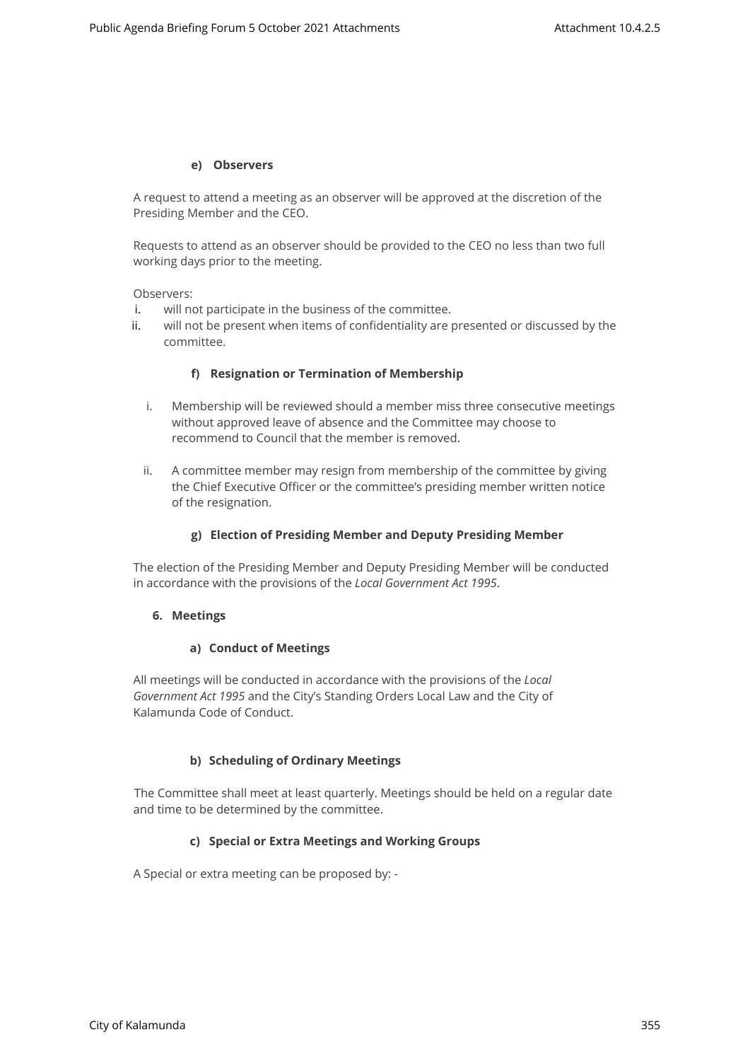**e) Observers**

A request to attend a meeting as an observer will be approved at the discretion of the Presiding Member and the CEO.

Requests to attend as an observer should be provided to the CEO no less than two full working days prior to the meeting.

Observers:

i. will not participate in the business of the committee.
ii. will not be present when items of confidentiality are presented or discussed by the committee.

**f) Resignation or Termination of Membership**

i. Membership will be reviewed should a member miss three consecutive meetings without approved leave of absence and the Committee may choose to recommend to Council that the member is removed.

ii. A committee member may resign from membership of the committee by giving the Chief Executive Officer or the committee's presiding member written notice of the resignation.

**g) Election of Presiding Member and Deputy Presiding Member**

The election of the Presiding Member and Deputy Presiding Member will be conducted in accordance with the provisions of the *Local Government Act 1995*.

**6. Meetings**

**a) Conduct of Meetings**

All meetings will be conducted in accordance with the provisions of the *Local Government Act 1995* and the City's Standing Orders Local Law and the City of Kalamunda Code of Conduct.

**b) Scheduling of Ordinary Meetings**

The Committee shall meet at least quarterly. Meetings should be held on a regular date and time to be determined by the committee.

**c) Special or Extra Meetings and Working Groups**

A Special or extra meeting can be proposed by: -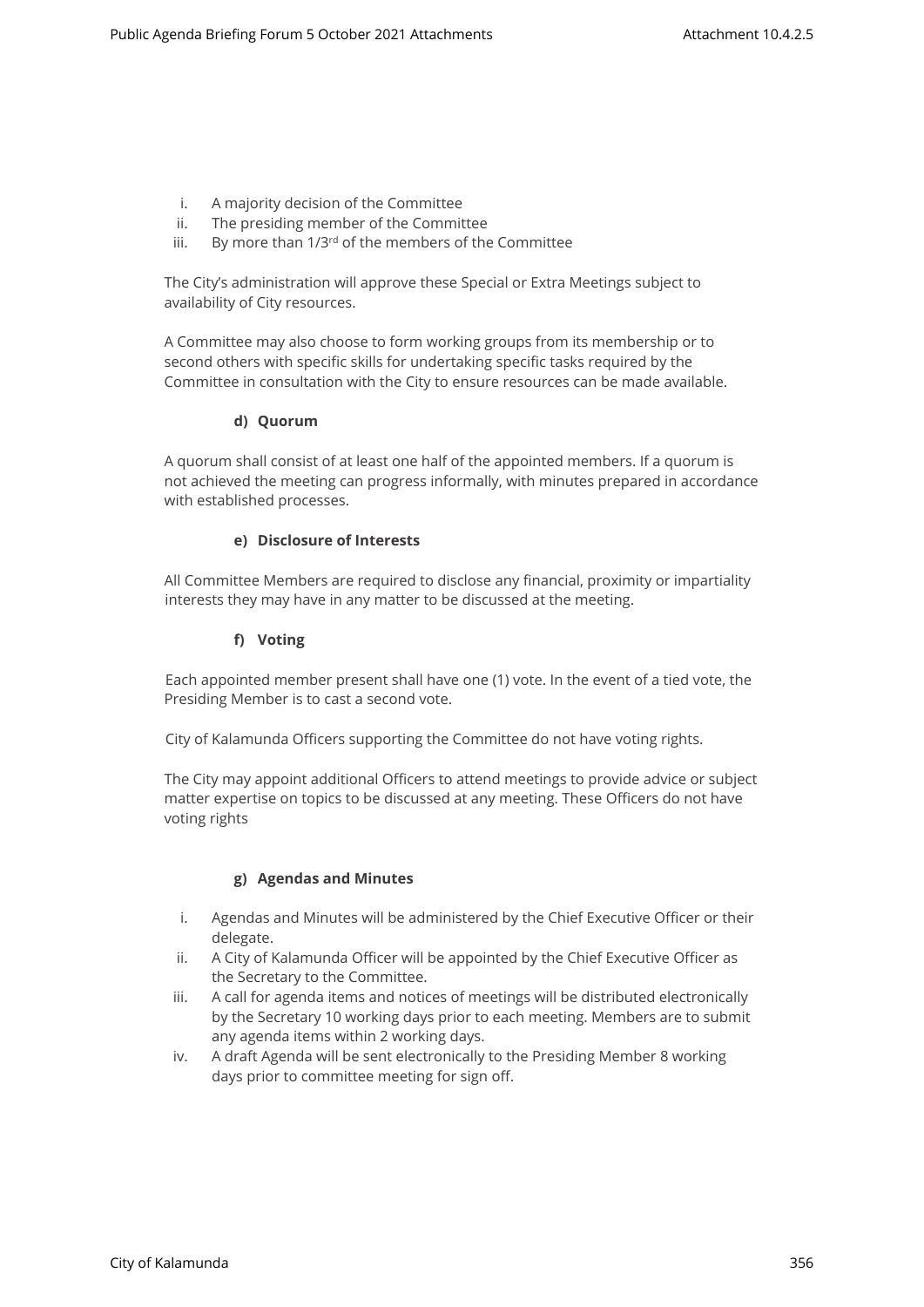i. A majority decision of the Committee
ii. The presiding member of the Committee
iii. By more than 1/3rd of the members of the Committee

The City's administration will approve these Special or Extra Meetings subject to availability of City resources.

A Committee may also choose to form working groups from its membership or to second others with specific skills for undertaking specific tasks required by the Committee in consultation with the City to ensure resources can be made available.

**d) Quorum**

A quorum shall consist of at least one half of the appointed members. If a quorum is not achieved the meeting can progress informally, with minutes prepared in accordance with established processes.

**e) Disclosure of Interests**

All Committee Members are required to disclose any financial, proximity or impartiality interests they may have in any matter to be discussed at the meeting.

**f) Voting**

Each appointed member present shall have one (1) vote. In the event of a tied vote, the Presiding Member is to cast a second vote.

City of Kalamunda Officers supporting the Committee do not have voting rights.

The City may appoint additional Officers to attend meetings to provide advice or subject matter expertise on topics to be discussed at any meeting. These Officers do not have voting rights

**g) Agendas and Minutes**

i. Agendas and Minutes will be administered by the Chief Executive Officer or their delegate.
ii. A City of Kalamunda Officer will be appointed by the Chief Executive Officer as the Secretary to the Committee.
iii. A call for agenda items and notices of meetings will be distributed electronically by the Secretary 10 working days prior to each meeting. Members are to submit any agenda items within 2 working days.
iv. A draft Agenda will be sent electronically to the Presiding Member 8 working days prior to committee meeting for sign off.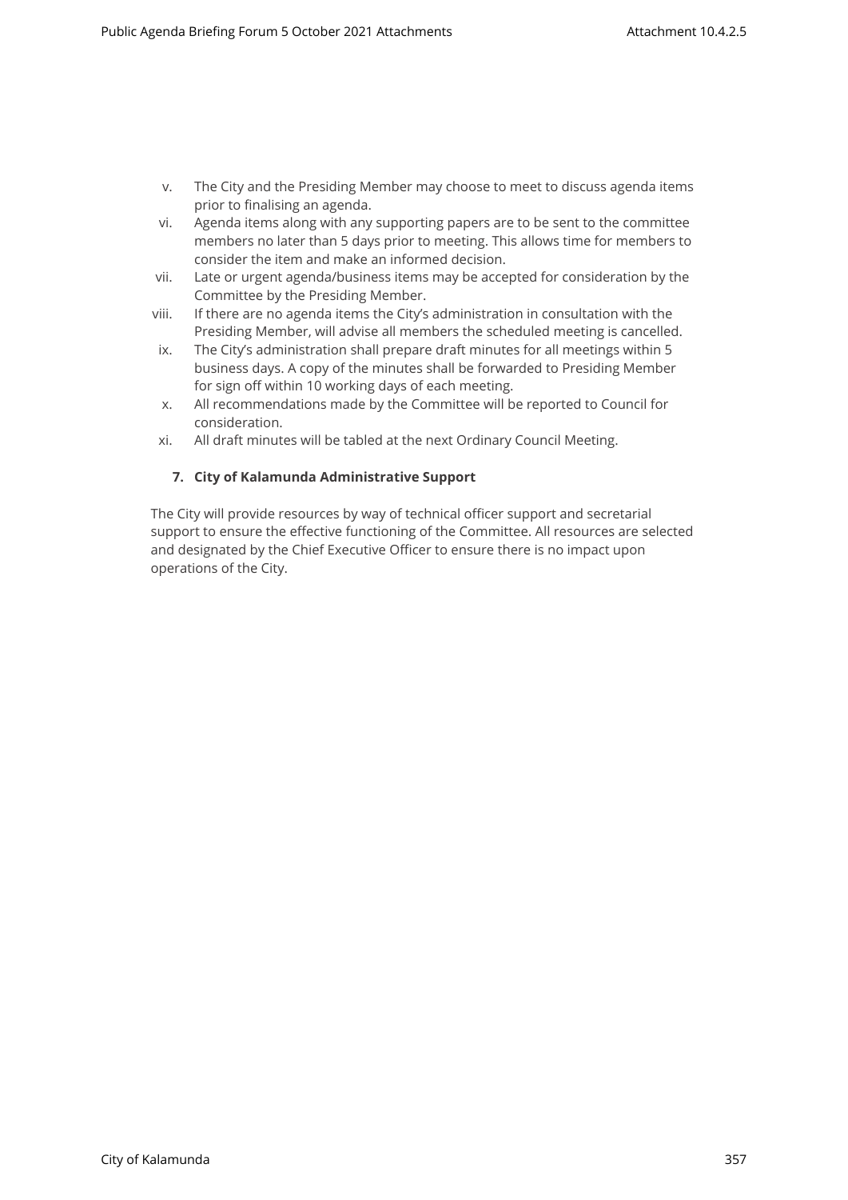v. The City and the Presiding Member may choose to meet to discuss agenda items prior to finalising an agenda.
vi. Agenda items along with any supporting papers are to be sent to the committee members no later than 5 days prior to meeting. This allows time for members to consider the item and make an informed decision.
vii. Late or urgent agenda/business items may be accepted for consideration by the Committee by the Presiding Member.
viii. If there are no agenda items the City's administration in consultation with the Presiding Member, will advise all members the scheduled meeting is cancelled.
ix. The City's administration shall prepare draft minutes for all meetings within 5 business days. A copy of the minutes shall be forwarded to Presiding Member for sign off within 10 working days of each meeting.
x. All recommendations made by the Committee will be reported to Council for consideration.
xi. All draft minutes will be tabled at the next Ordinary Council Meeting.

**7. City of Kalamunda Administrative Support**

The City will provide resources by way of technical officer support and secretarial support to ensure the effective functioning of the Committee. All resources are selected and designated by the Chief Executive Officer to ensure there is no impact upon operations of the City.